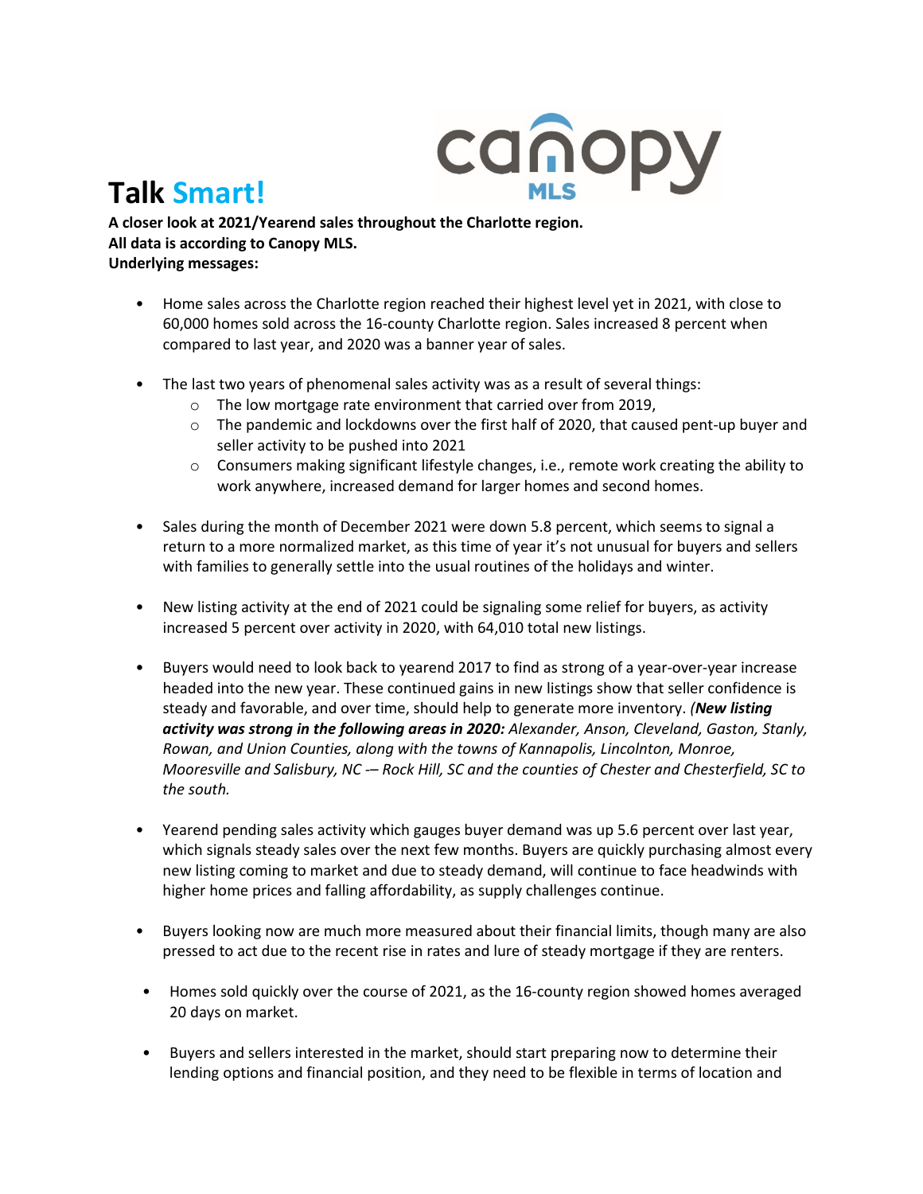# Talk Smart!

**A closer look at 2021/Yearend sales throughout the Charlotte region.**
**All data is according to Canopy MLS.**
**Underlying messages:**

- Home sales across the Charlotte region reached their highest level yet in 2021, with close to 60,000 homes sold across the 16-county Charlotte region. Sales increased 8 percent when compared to last year, and 2020 was a banner year of sales.

- The last two years of phenomenal sales activity was as a result of several things:
  - The low mortgage rate environment that carried over from 2019,
  - The pandemic and lockdowns over the first half of 2020, that caused pent-up buyer and seller activity to be pushed into 2021
  - Consumers making significant lifestyle changes, i.e., remote work creating the ability to work anywhere, increased demand for larger homes and second homes.

- Sales during the month of December 2021 were down 5.8 percent, which seems to signal a return to a more normalized market, as this time of year it's not unusual for buyers and sellers with families to generally settle into the usual routines of the holidays and winter.

- New listing activity at the end of 2021 could be signaling some relief for buyers, as activity increased 5 percent over activity in 2020, with 64,010 total new listings.

- Buyers would need to look back to yearend 2017 to find as strong of a year-over-year increase headed into the new year. These continued gains in new listings show that seller confidence is steady and favorable, and over time, should help to generate more inventory. *(**New listing activity was strong in the following areas in 2020:** Alexander, Anson, Cleveland, Gaston, Stanly, Rowan, and Union Counties, along with the towns of Kannapolis, Lincolnton, Monroe, Mooresville and Salisbury, NC -– Rock Hill, SC and the counties of Chester and Chesterfield, SC to the south.*

- Yearend pending sales activity which gauges buyer demand was up 5.6 percent over last year, which signals steady sales over the next few months. Buyers are quickly purchasing almost every new listing coming to market and due to steady demand, will continue to face headwinds with higher home prices and falling affordability, as supply challenges continue.

- Buyers looking now are much more measured about their financial limits, though many are also pressed to act due to the recent rise in rates and lure of steady mortgage if they are renters.

- Homes sold quickly over the course of 2021, as the 16-county region showed homes averaged 20 days on market.

- Buyers and sellers interested in the market, should start preparing now to determine their lending options and financial position, and they need to be flexible in terms of location and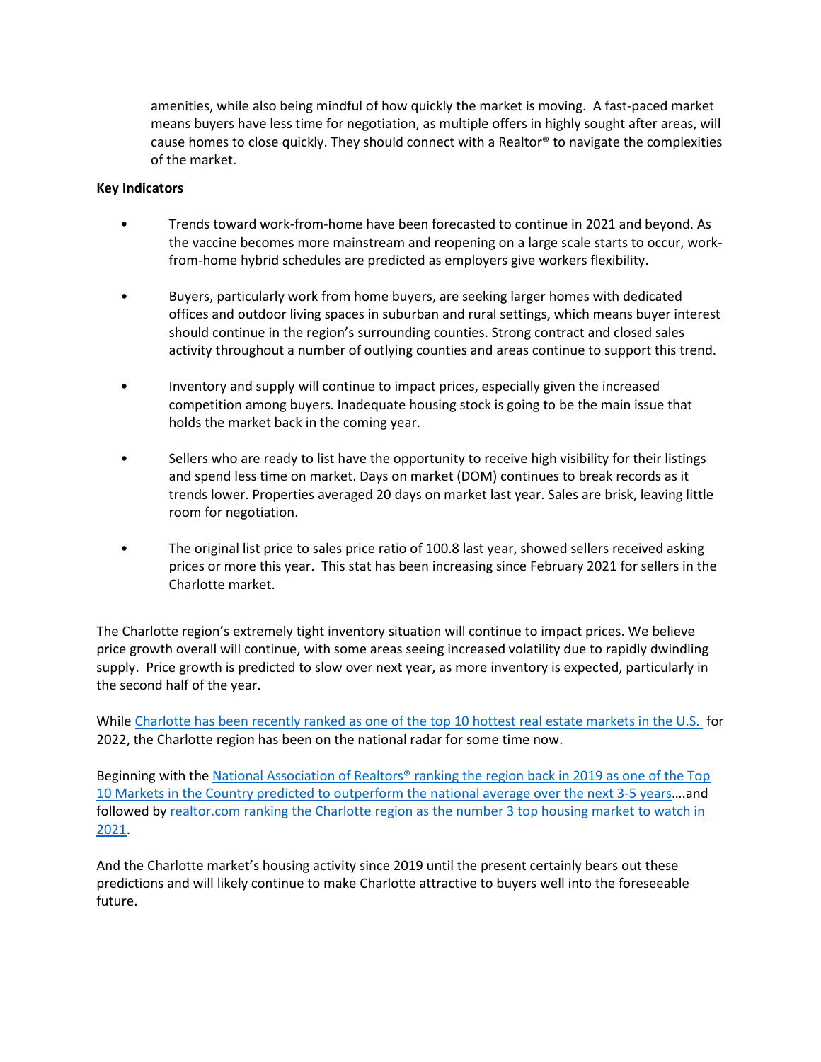amenities, while also being mindful of how quickly the market is moving. A fast-paced market means buyers have less time for negotiation, as multiple offers in highly sought after areas, will cause homes to close quickly. They should connect with a Realtor® to navigate the complexities of the market.

**Key Indicators**

- Trends toward work-from-home have been forecasted to continue in 2021 and beyond. As the vaccine becomes more mainstream and reopening on a large scale starts to occur, work-from-home hybrid schedules are predicted as employers give workers flexibility.

- Buyers, particularly work from home buyers, are seeking larger homes with dedicated offices and outdoor living spaces in suburban and rural settings, which means buyer interest should continue in the region's surrounding counties. Strong contract and closed sales activity throughout a number of outlying counties and areas continue to support this trend.

- Inventory and supply will continue to impact prices, especially given the increased competition among buyers. Inadequate housing stock is going to be the main issue that holds the market back in the coming year.

- Sellers who are ready to list have the opportunity to receive high visibility for their listings and spend less time on market. Days on market (DOM) continues to break records as it trends lower. Properties averaged 20 days on market last year. Sales are brisk, leaving little room for negotiation.

- The original list price to sales price ratio of 100.8 last year, showed sellers received asking prices or more this year. This stat has been increasing since February 2021 for sellers in the Charlotte market.

The Charlotte region's extremely tight inventory situation will continue to impact prices. We believe price growth overall will continue, with some areas seeing increased volatility due to rapidly dwindling supply. Price growth is predicted to slow over next year, as more inventory is expected, particularly in the second half of the year.

While Charlotte has been recently ranked as one of the top 10 hottest real estate markets in the U.S. for 2022, the Charlotte region has been on the national radar for some time now.

Beginning with the National Association of Realtors® ranking the region back in 2019 as one of the Top 10 Markets in the Country predicted to outperform the national average over the next 3-5 years….and followed by realtor.com ranking the Charlotte region as the number 3 top housing market to watch in 2021.

And the Charlotte market's housing activity since 2019 until the present certainly bears out these predictions and will likely continue to make Charlotte attractive to buyers well into the foreseeable future.